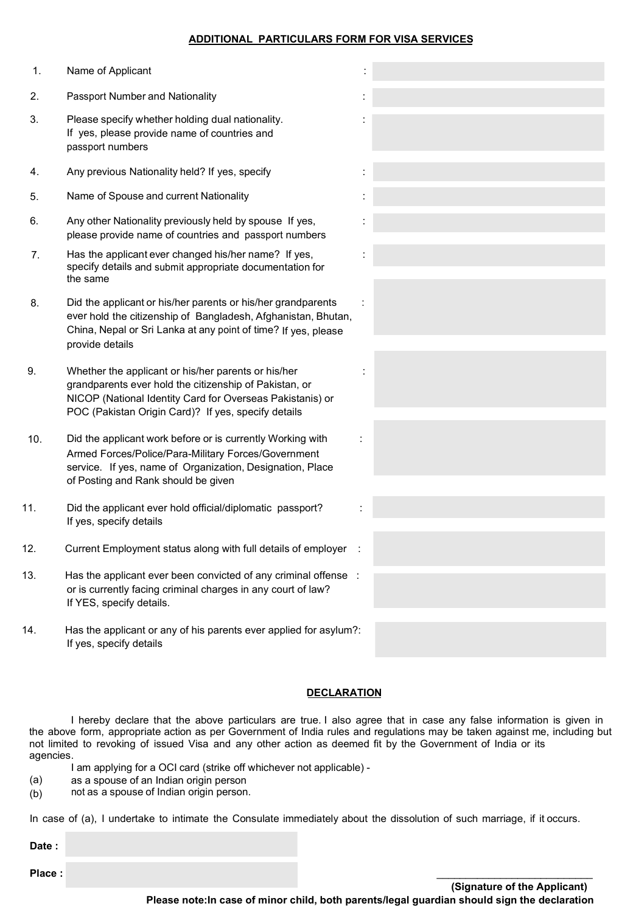## ADDITIONAL PARTICULARS FORM FOR VISA SERVICES

| | | |
|---|---|---|
| 1. | Name of Applicant | : |
| 2. | Passport Number and Nationality | : |
| 3. | Please specify whether holding dual nationality. If yes, please provide name of countries and passport numbers | : |
| 4. | Any previous Nationality held? If yes, specify | : |
| 5. | Name of Spouse and current Nationality | : |
| 6. | Any other Nationality previously held by spouse If yes, please provide name of countries and passport numbers | : |
| 7. | Has the applicant ever changed his/her name? If yes, specify details and submit appropriate documentation for the same | : |
| 8. | Did the applicant or his/her parents or his/her grandparents ever hold the citizenship of Bangladesh, Afghanistan, Bhutan, China, Nepal or Sri Lanka at any point of time? If yes, please provide details | : |
| 9. | Whether the applicant or his/her parents or his/her grandparents ever hold the citizenship of Pakistan, or NICOP (National Identity Card for Overseas Pakistanis) or POC (Pakistan Origin Card)? If yes, specify details | : |
| 10. | Did the applicant work before or is currently Working with Armed Forces/Police/Para-Military Forces/Government service. If yes, name of Organization, Designation, Place of Posting and Rank should be given | : |
| 11. | Did the applicant ever hold official/diplomatic passport? If yes, specify details | : |
| 12. | Current Employment status along with full details of employer | : |
| 13. | Has the applicant ever been convicted of any criminal offense or is currently facing criminal charges in any court of law? If YES, specify details. | : |
| 14. | Has the applicant or any of his parents ever applied for asylum? If yes, specify details | : |

### DECLARATION

I hereby declare that the above particulars are true. I also agree that in case any false information is given in the above form, appropriate action as per Government of India rules and regulations may be taken against me, including but not limited to revoking of issued Visa and any other action as deemed fit by the Government of India or its agencies.

I am applying for a OCI card (strike off whichever not applicable) -

(a) as a spouse of an Indian origin person

(b) not as a spouse of Indian origin person.

In case of (a), I undertake to intimate the Consulate immediately about the dissolution of such marriage, if it occurs.

**Date :**

**Place :**

**(Signature of the Applicant)**

**Please note:In case of minor child, both parents/legal guardian should sign the declaration**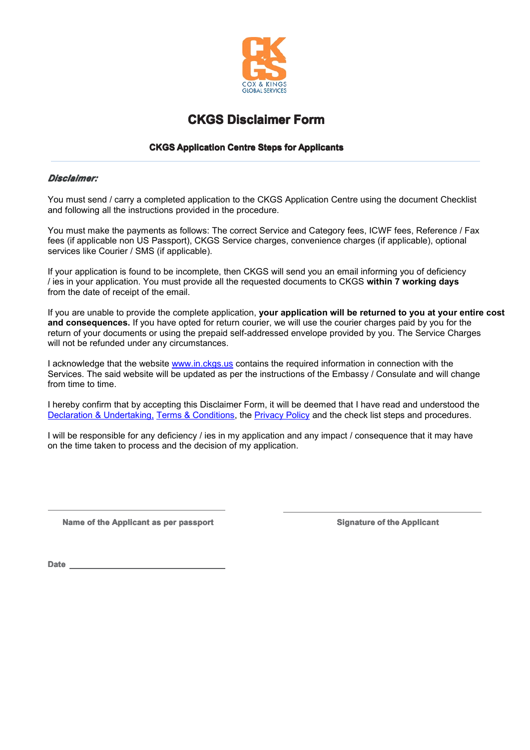# CKGS Disclaimer Form

### CKGS Application Centre Steps for Applicants

---

***Disclaimer:***

You must send / carry a completed application to the CKGS Application Centre using the document Checklist and following all the instructions provided in the procedure.

You must make the payments as follows: The correct Service and Category fees, ICWF fees, Reference / Fax fees (if applicable non US Passport), CKGS Service charges, convenience charges (if applicable), optional services like Courier / SMS (if applicable).

If your application is found to be incomplete, then CKGS will send you an email informing you of deficiency / ies in your application. You must provide all the requested documents to CKGS **within 7 working days** from the date of receipt of the email.

If you are unable to provide the complete application, **your application will be returned to you at your entire cost and consequences.** If you have opted for return courier, we will use the courier charges paid by you for the return of your documents or using the prepaid self-addressed envelope provided by you. The Service Charges will not be refunded under any circumstances.

I acknowledge that the website www.in.ckgs.us contains the required information in connection with the Services. The said website will be updated as per the instructions of the Embassy / Consulate and will change from time to time.

I hereby confirm that by accepting this Disclaimer Form, it will be deemed that I have read and understood the Declaration & Undertaking, Terms & Conditions, the Privacy Policy and the check list steps and procedures.

I will be responsible for any deficiency / ies in my application and any impact / consequence that it may have on the time taken to process and the decision of my application.

\_\_\_\_\_\_\_\_\_\_\_\_\_\_\_\_\_\_\_\_\_\_\_\_\_\_\_\_\_\_\_\_\_\_\_\_\_\_\_\_\_\_\_\_\_

**Name of the Applicant as per passport**

\_\_\_\_\_\_\_\_\_\_\_\_\_\_\_\_\_\_\_\_\_\_\_\_\_\_\_\_\_\_\_\_\_\_\_\_\_\_\_\_\_\_\_\_\_

**Signature of the Applicant**

**Date** \_\_\_\_\_\_\_\_\_\_\_\_\_\_\_\_\_\_\_\_\_\_\_\_\_\_\_\_\_\_\_\_\_\_\_\_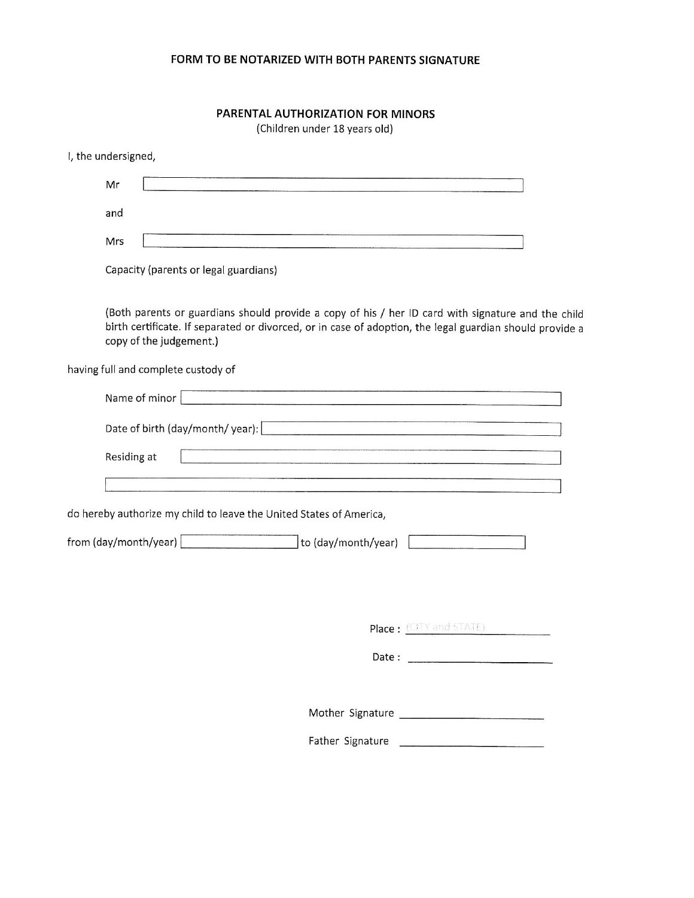**FORM TO BE NOTARIZED WITH BOTH PARENTS SIGNATURE**

## PARENTAL AUTHORIZATION FOR MINORS

(Children under 18 years old)

I, the undersigned,

Mr ______________________________

and

Mrs ______________________________

Capacity (parents or legal guardians)

(Both parents or guardians should provide a copy of his / her ID card with signature and the child birth certificate. If separated or divorced, or in case of adoption, the legal guardian should provide a copy of the judgement.)

having full and complete custody of

Name of minor ______________________________

Date of birth (day/month/ year): ______________________________

Residing at ______________________________

______________________________

do hereby authorize my child to leave the United States of America,

from (day/month/year) ______________ to (day/month/year) ______________

Place : (CITY and STATE) ______________

Date : ______________

Mother Signature ______________

Father Signature ______________